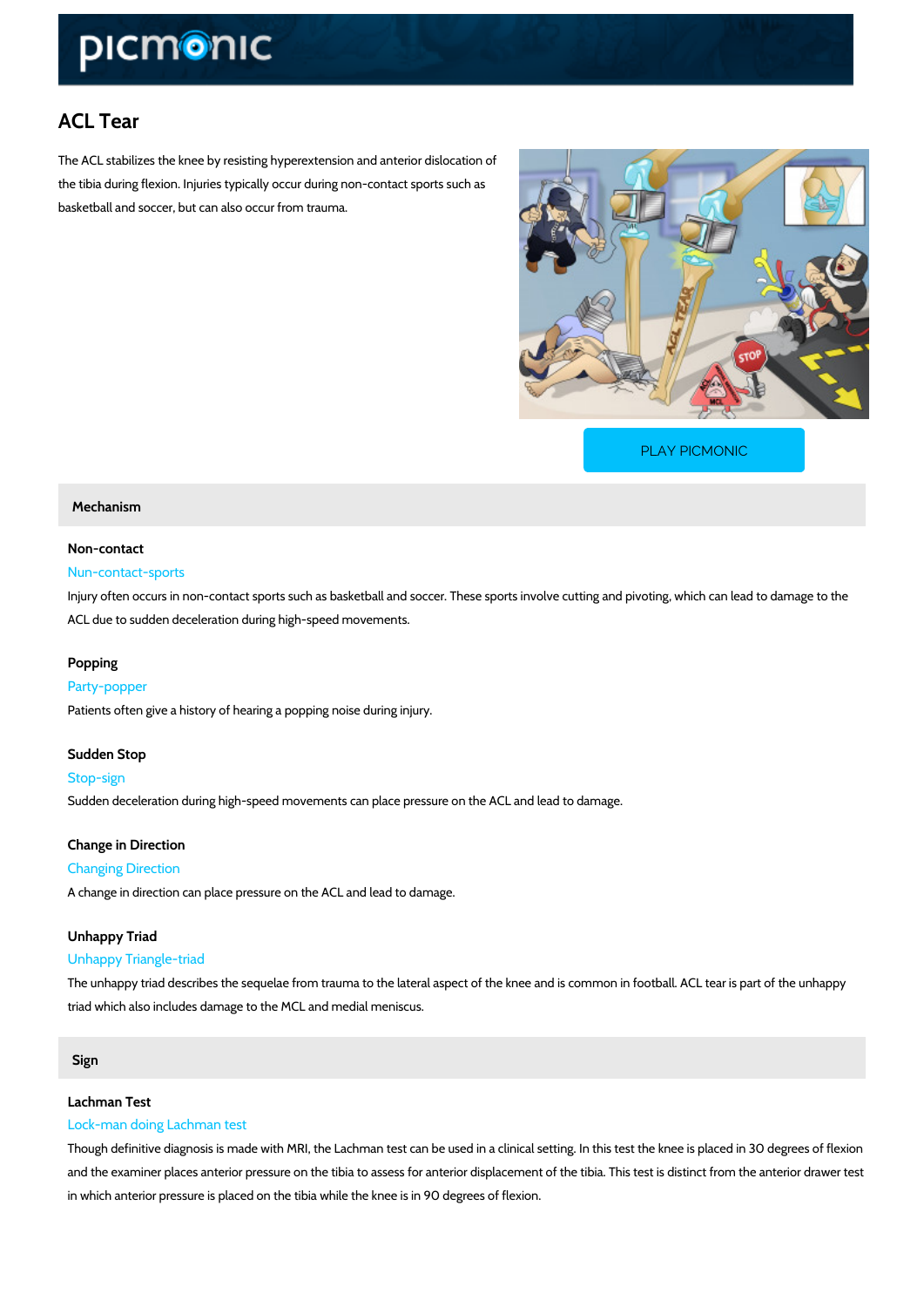# ACL Tear

The ACL stabilizes the knee by resisting hyperextension and anterior dislocation of the tibia during flexion. Injuries typically occur during non-contact sports such as basketball and soccer, but can also occur from trauma.

PLAY PICMONIC

## Mechanism

### Non-contact

Nun-contact-sports

Injury often occurs in non-contact sports such as basketball and soccer. These sports involve cutting and pivoting, which can lead to damage to the ACL due to sudden deceleration during high-speed movements.

### Popping

Party-popper

Patients often give a history of hearing a popping noise during injury.

### Sudden Stop

Stop-sign

Sudden deceleration during high-speed movements can place pressure on the ACL and lead to damage.

### Change in Direction

Changing Direction

A change in direction can place pressure on the ACL and lead to damage.

### Unhappy Triad

Unhappy Triangle-triad

The unhappy triad describes the sequelae from trauma to the lateral aspect of the knee and is common in football. ACL tear is part of the unhappy triad which also includes damage to the MCL and medial meniscus.

## Sign

### Lachman Test

Lock-man doing Lachman test

Though definitive diagnosis is made with MRI, the Lachman test can be used in a clinical setting. In this test the knee is placed in 30 degrees of flexion and the examiner places anterior pressure on the tibia to assess for anterior displacement of the tibia. This test is distinct from the anterior drawer test in which anterior pressure is placed on the tibia while the knee is in 90 degrees of flexion.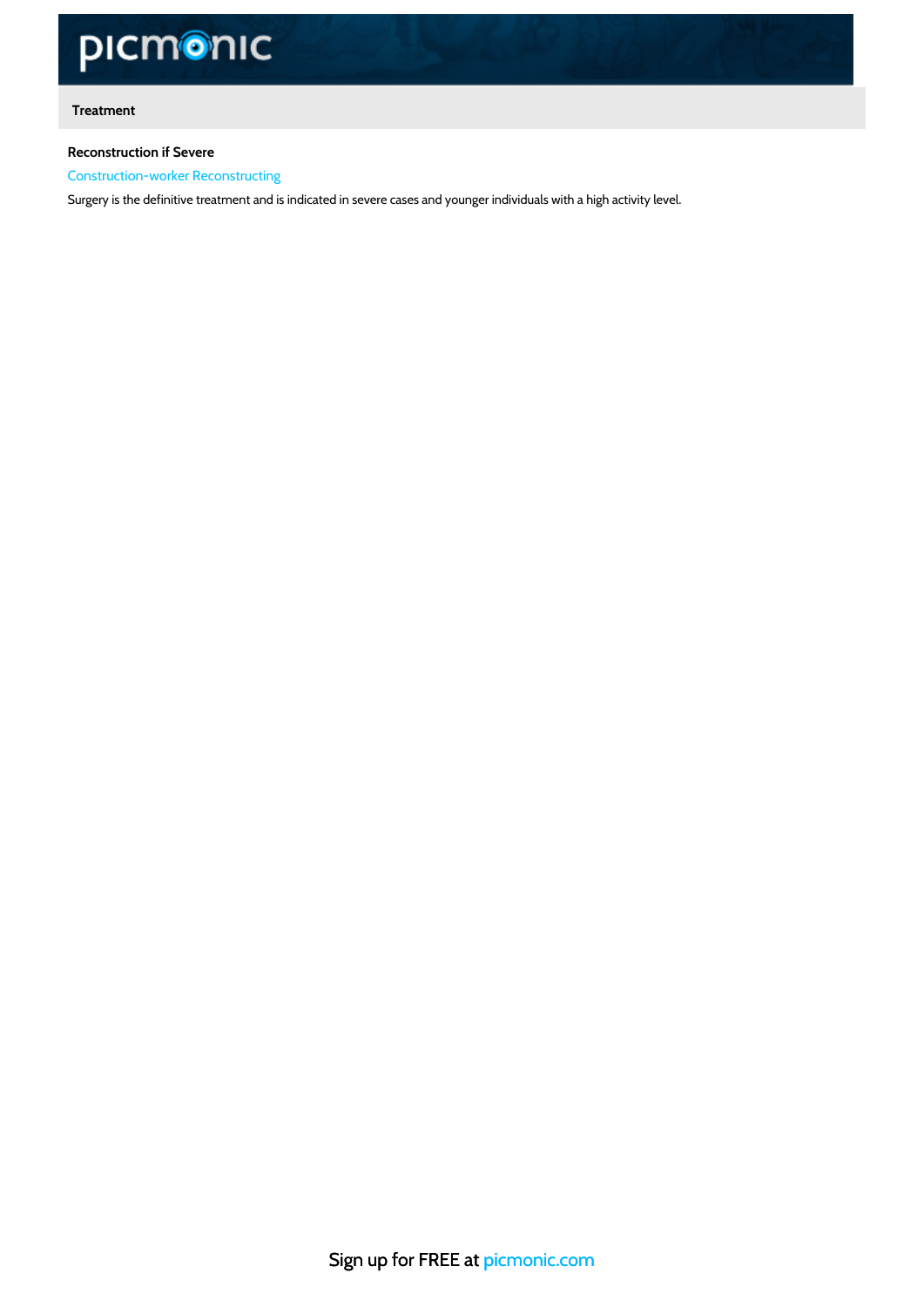## Treatment

**Reconstruction if Severe**

Construction-worker Reconstructing

Surgery is the definitive treatment and is indicated in severe cases and younger individuals with a high activity level.